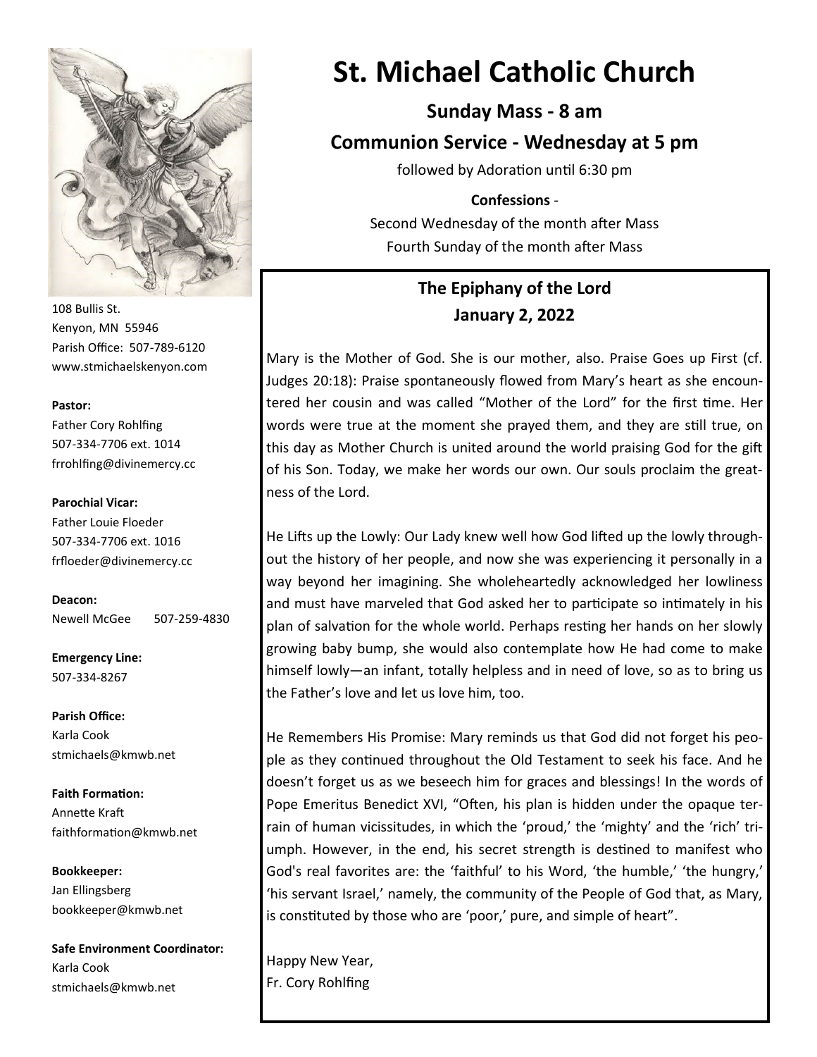# St. Michael Catholic Church

**Sunday Mass - 8 am**

**Communion Service - Wednesday at 5 pm**

followed by Adoration until 6:30 pm

**Confessions** -

Second Wednesday of the month after Mass

Fourth Sunday of the month after Mass

108 Bullis St.
Kenyon, MN 55946
Parish Office: 507-789-6120
www.stmichaelskenyon.com

**Pastor:**
Father Cory Rohlfing
507-334-7706 ext. 1014
frrohlfing@divinemercy.cc

**Parochial Vicar:**
Father Louie Floeder
507-334-7706 ext. 1016
frfloeder@divinemercy.cc

**Deacon:**
Newell McGee 507-259-4830

**Emergency Line:**
507-334-8267

**Parish Office:**
Karla Cook
stmichaels@kmwb.net

**Faith Formation:**
Annette Kraft
faithformation@kmwb.net

**Bookkeeper:**
Jan Ellingsberg
bookkeeper@kmwb.net

**Safe Environment Coordinator:**
Karla Cook
stmichaels@kmwb.net

## The Epiphany of the Lord
## January 2, 2022

Mary is the Mother of God. She is our mother, also. Praise Goes up First (cf. Judges 20:18): Praise spontaneously flowed from Mary's heart as she encountered her cousin and was called "Mother of the Lord" for the first time. Her words were true at the moment she prayed them, and they are still true, on this day as Mother Church is united around the world praising God for the gift of his Son. Today, we make her words our own. Our souls proclaim the greatness of the Lord.

He Lifts up the Lowly: Our Lady knew well how God lifted up the lowly throughout the history of her people, and now she was experiencing it personally in a way beyond her imagining. She wholeheartedly acknowledged her lowliness and must have marveled that God asked her to participate so intimately in his plan of salvation for the whole world. Perhaps resting her hands on her slowly growing baby bump, she would also contemplate how He had come to make himself lowly—an infant, totally helpless and in need of love, so as to bring us the Father's love and let us love him, too.

He Remembers His Promise: Mary reminds us that God did not forget his people as they continued throughout the Old Testament to seek his face. And he doesn't forget us as we beseech him for graces and blessings! In the words of Pope Emeritus Benedict XVI, "Often, his plan is hidden under the opaque terrain of human vicissitudes, in which the 'proud,' the 'mighty' and the 'rich' triumph. However, in the end, his secret strength is destined to manifest who God's real favorites are: the 'faithful' to his Word, 'the humble,' 'the hungry,' 'his servant Israel,' namely, the community of the People of God that, as Mary, is constituted by those who are 'poor,' pure, and simple of heart".

Happy New Year,
Fr. Cory Rohlfing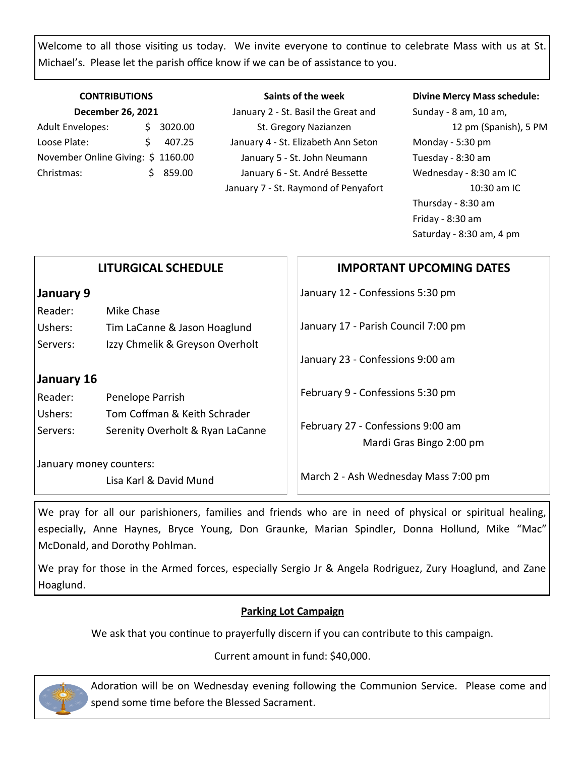Welcome to all those visiting us today. We invite everyone to continue to celebrate Mass with us at St. Michael's. Please let the parish office know if we can be of assistance to you.

**CONTRIBUTIONS**
**December 26, 2021**

| | |
|---|---|
| Adult Envelopes: | $ 3020.00 |
| Loose Plate: | $ 407.25 |
| November Online Giving: | $ 1160.00 |
| Christmas: | $ 859.00 |

**Saints of the week**

January 2 - St. Basil the Great and St. Gregory Nazianzen
January 4 - St. Elizabeth Ann Seton
January 5 - St. John Neumann
January 6 - St. André Bessette
January 7 - St. Raymond of Penyafort

**Divine Mercy Mass schedule:**

Sunday - 8 am, 10 am, 12 pm (Spanish), 5 PM
Monday - 5:30 pm
Tuesday - 8:30 am
Wednesday - 8:30 am IC
10:30 am IC
Thursday - 8:30 am
Friday - 8:30 am
Saturday - 8:30 am, 4 pm

## LITURGICAL SCHEDULE

### January 9

| | |
|---|---|
| Reader: | Mike Chase |
| Ushers: | Tim LaCanne & Jason Hoaglund |
| Servers: | Izzy Chmelik & Greyson Overholt |

### January 16

| | |
|---|---|
| Reader: | Penelope Parrish |
| Ushers: | Tom Coffman & Keith Schrader |
| Servers: | Serenity Overholt & Ryan LaCanne |

January money counters:
Lisa Karl & David Mund

## IMPORTANT UPCOMING DATES

January 12 - Confessions 5:30 pm

January 17 - Parish Council 7:00 pm

January 23 - Confessions 9:00 am

February 9 - Confessions 5:30 pm

February 27 - Confessions 9:00 am
Mardi Gras Bingo 2:00 pm

March 2 - Ash Wednesday Mass 7:00 pm

We pray for all our parishioners, families and friends who are in need of physical or spiritual healing, especially, Anne Haynes, Bryce Young, Don Graunke, Marian Spindler, Donna Hollund, Mike "Mac" McDonald, and Dorothy Pohlman.

We pray for those in the Armed forces, especially Sergio Jr & Angela Rodriguez, Zury Hoaglund, and Zane Hoaglund.

**Parking Lot Campaign**

We ask that you continue to prayerfully discern if you can contribute to this campaign.

Current amount in fund: $40,000.

Adoration will be on Wednesday evening following the Communion Service. Please come and spend some time before the Blessed Sacrament.